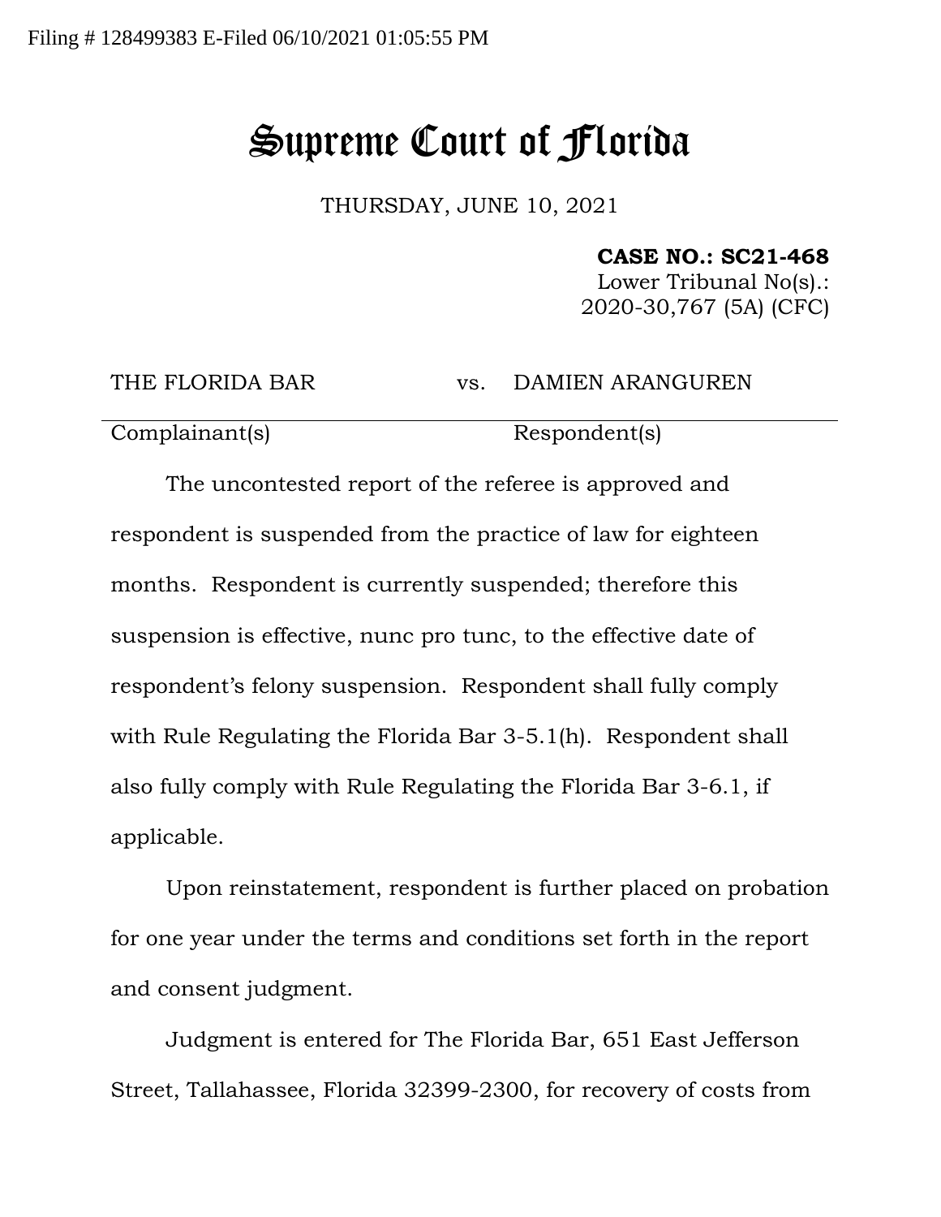Filing # 128499383 E-Filed 06/10/2021 01:05:55 PM

# Supreme Court of Florida

THURSDAY, JUNE 10, 2021

**CASE NO.: SC21-468**
Lower Tribunal No(s).:
2020-30,767 (5A) (CFC)

| THE FLORIDA BAR | vs. | DAMIEN ARANGUREN |
|---|---|---|
| Complainant(s) | | Respondent(s) |

The uncontested report of the referee is approved and respondent is suspended from the practice of law for eighteen months. Respondent is currently suspended; therefore this suspension is effective, nunc pro tunc, to the effective date of respondent's felony suspension. Respondent shall fully comply with Rule Regulating the Florida Bar 3-5.1(h). Respondent shall also fully comply with Rule Regulating the Florida Bar 3-6.1, if applicable.

Upon reinstatement, respondent is further placed on probation for one year under the terms and conditions set forth in the report and consent judgment.

Judgment is entered for The Florida Bar, 651 East Jefferson Street, Tallahassee, Florida 32399-2300, for recovery of costs from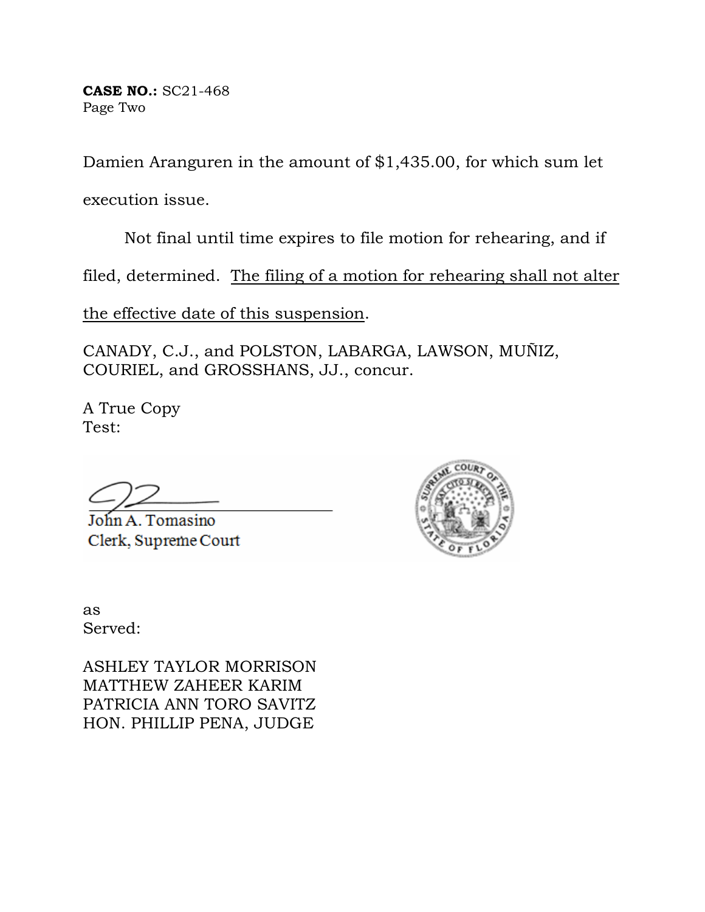**CASE NO.:** SC21-468
Page Two

Damien Aranguren in the amount of $1,435.00, for which sum let execution issue.

Not final until time expires to file motion for rehearing, and if filed, determined. <u>The filing of a motion for rehearing shall not alter the effective date of this suspension</u>.

CANADY, C.J., and POLSTON, LABARGA, LAWSON, MUÑIZ, COURIEL, and GROSSHANS, JJ., concur.

A True Copy
Test:

John A. Tomasino
Clerk, Supreme Court

as
Served:

ASHLEY TAYLOR MORRISON
MATTHEW ZAHEER KARIM
PATRICIA ANN TORO SAVITZ
HON. PHILLIP PENA, JUDGE